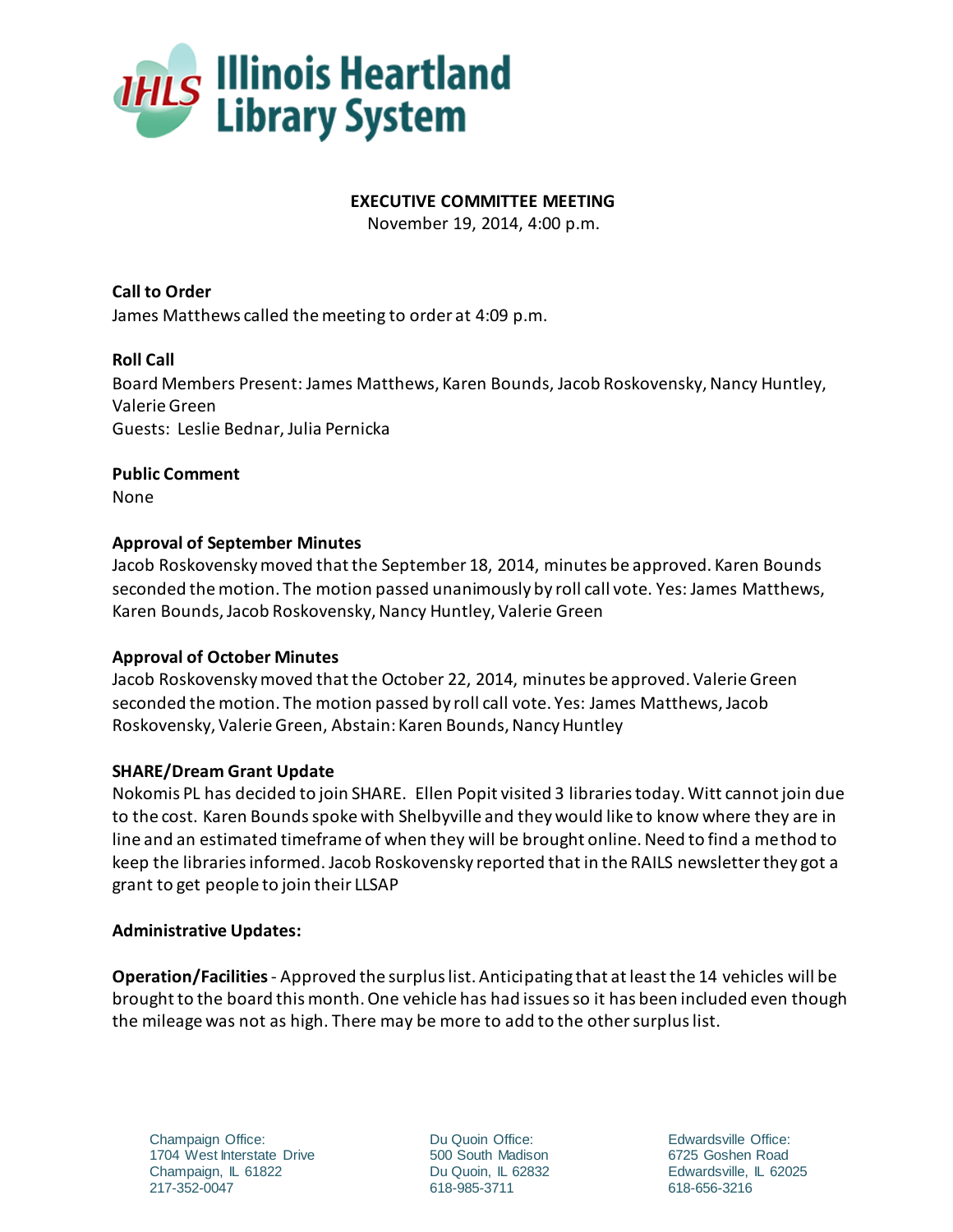Illinois Heartland Library System

**EXECUTIVE COMMITTEE MEETING**
November 19, 2014, 4:00 p.m.

**Call to Order**
James Matthews called the meeting to order at 4:09 p.m.

**Roll Call**
Board Members Present: James Matthews, Karen Bounds, Jacob Roskovensky, Nancy Huntley, Valerie Green
Guests: Leslie Bednar, Julia Pernicka

**Public Comment**
None

**Approval of September Minutes**
Jacob Roskovensky moved that the September 18, 2014, minutes be approved. Karen Bounds seconded the motion. The motion passed unanimously by roll call vote. Yes: James Matthews, Karen Bounds, Jacob Roskovensky, Nancy Huntley, Valerie Green

**Approval of October Minutes**
Jacob Roskovensky moved that the October 22, 2014, minutes be approved. Valerie Green seconded the motion. The motion passed by roll call vote. Yes: James Matthews, Jacob Roskovensky, Valerie Green, Abstain: Karen Bounds, Nancy Huntley

**SHARE/Dream Grant Update**
Nokomis PL has decided to join SHARE. Ellen Popit visited 3 libraries today. Witt cannot join due to the cost. Karen Bounds spoke with Shelbyville and they would like to know where they are in line and an estimated timeframe of when they will be brought online. Need to find a method to keep the libraries informed. Jacob Roskovensky reported that in the RAILS newsletter they got a grant to get people to join their LLSAP

**Administrative Updates:**

**Operation/Facilities** - Approved the surplus list. Anticipating that at least the 14 vehicles will be brought to the board this month. One vehicle has had issues so it has been included even though the mileage was not as high. There may be more to add to the other surplus list.

Champaign Office:
1704 West Interstate Drive
Champaign, IL 61822
217-352-0047

Du Quoin Office:
500 South Madison
Du Quoin, IL 62832
618-985-3711

Edwardsville Office:
6725 Goshen Road
Edwardsville, IL 62025
618-656-3216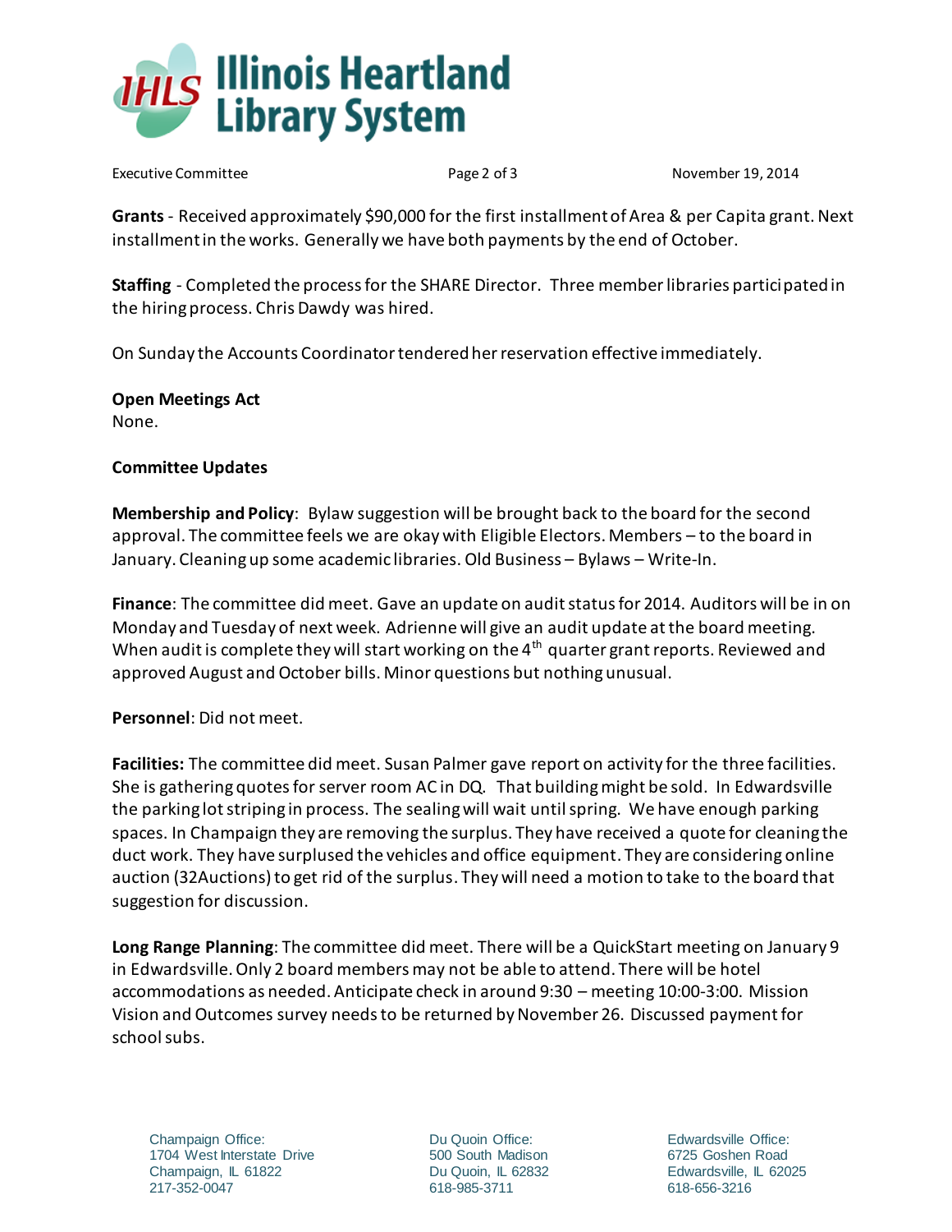**Grants** - Received approximately $90,000 for the first installment of Area & per Capita grant. Next installment in the works. Generally we have both payments by the end of October.

**Staffing** - Completed the process for the SHARE Director. Three member libraries participated in the hiring process. Chris Dawdy was hired.

On Sunday the Accounts Coordinator tendered her reservation effective immediately.

**Open Meetings Act**
None.

**Committee Updates**

**Membership and Policy**: Bylaw suggestion will be brought back to the board for the second approval. The committee feels we are okay with Eligible Electors. Members – to the board in January. Cleaning up some academic libraries. Old Business – Bylaws – Write-In.

**Finance**: The committee did meet. Gave an update on audit status for 2014. Auditors will be in on Monday and Tuesday of next week. Adrienne will give an audit update at the board meeting. When audit is complete they will start working on the 4th quarter grant reports. Reviewed and approved August and October bills. Minor questions but nothing unusual.

**Personnel**: Did not meet.

**Facilities:** The committee did meet. Susan Palmer gave report on activity for the three facilities. She is gathering quotes for server room AC in DQ. That building might be sold. In Edwardsville the parking lot striping in process. The sealing will wait until spring. We have enough parking spaces. In Champaign they are removing the surplus. They have received a quote for cleaning the duct work. They have surplused the vehicles and office equipment. They are considering online auction (32Auctions) to get rid of the surplus. They will need a motion to take to the board that suggestion for discussion.

**Long Range Planning**: The committee did meet. There will be a QuickStart meeting on January 9 in Edwardsville. Only 2 board members may not be able to attend. There will be hotel accommodations as needed. Anticipate check in around 9:30 – meeting 10:00-3:00. Mission Vision and Outcomes survey needs to be returned by November 26. Discussed payment for school subs.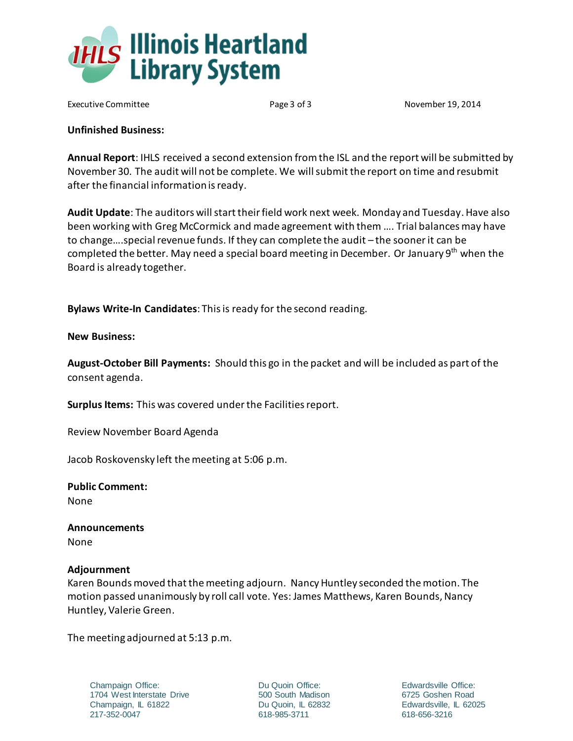**Unfinished Business:**

**Annual Report**: IHLS received a second extension from the ISL and the report will be submitted by November 30. The audit will not be complete. We will submit the report on time and resubmit after the financial information is ready.

**Audit Update**: The auditors will start their field work next week. Monday and Tuesday. Have also been working with Greg McCormick and made agreement with them …. Trial balances may have to change….special revenue funds. If they can complete the audit – the sooner it can be completed the better. May need a special board meeting in December. Or January 9th when the Board is already together.

**Bylaws Write-In Candidates**: This is ready for the second reading.

**New Business:**

**August-October Bill Payments:** Should this go in the packet and will be included as part of the consent agenda.

**Surplus Items:** This was covered under the Facilities report.

Review November Board Agenda

Jacob Roskovensky left the meeting at 5:06 p.m.

**Public Comment:**
None

**Announcements**
None

**Adjournment**
Karen Bounds moved that the meeting adjourn. Nancy Huntley seconded the motion. The motion passed unanimously by roll call vote. Yes: James Matthews, Karen Bounds, Nancy Huntley, Valerie Green.

The meeting adjourned at 5:13 p.m.

Champaign Office:
1704 West Interstate Drive
Champaign, IL 61822
217-352-0047

Du Quoin Office:
500 South Madison
Du Quoin, IL 62832
618-985-3711

Edwardsville Office:
6725 Goshen Road
Edwardsville, IL 62025
618-656-3216